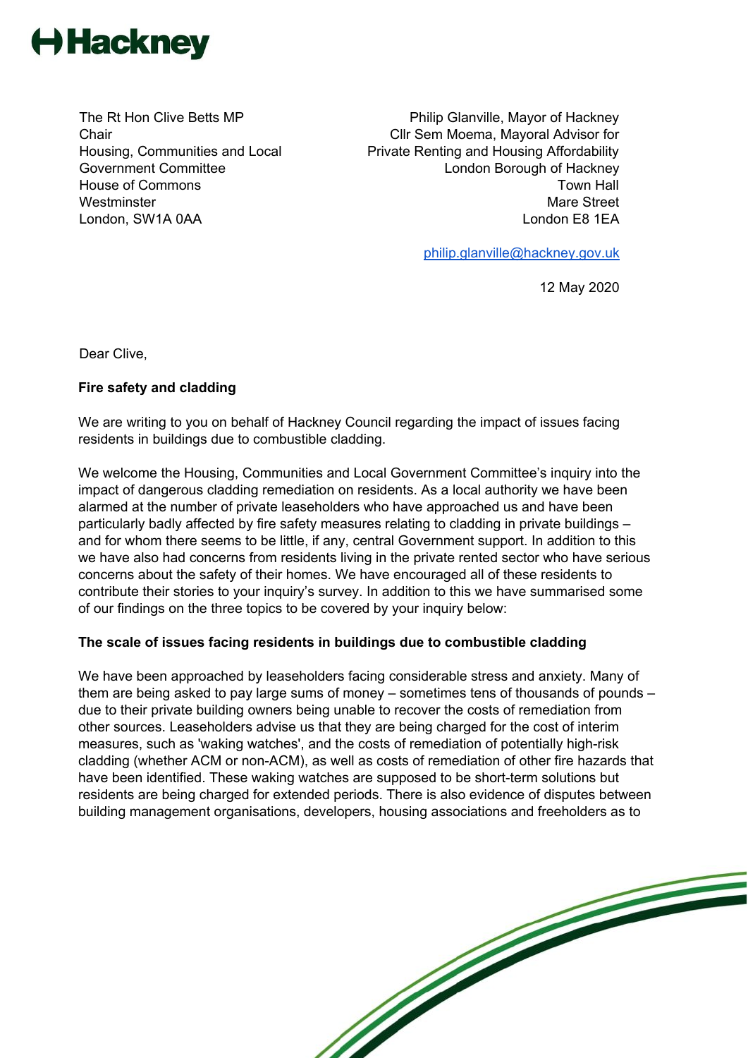**Hackney**

The Rt Hon Clive Betts MP
Chair
Housing, Communities and Local Government Committee
House of Commons
Westminster
London, SW1A 0AA

Philip Glanville, Mayor of Hackney
Cllr Sem Moema, Mayoral Advisor for Private Renting and Housing Affordability
London Borough of Hackney
Town Hall
Mare Street
London E8 1EA

philip.glanville@hackney.gov.uk

12 May 2020

Dear Clive,

**Fire safety and cladding**

We are writing to you on behalf of Hackney Council regarding the impact of issues facing residents in buildings due to combustible cladding.

We welcome the Housing, Communities and Local Government Committee's inquiry into the impact of dangerous cladding remediation on residents. As a local authority we have been alarmed at the number of private leaseholders who have approached us and have been particularly badly affected by fire safety measures relating to cladding in private buildings – and for whom there seems to be little, if any, central Government support. In addition to this we have also had concerns from residents living in the private rented sector who have serious concerns about the safety of their homes. We have encouraged all of these residents to contribute their stories to your inquiry's survey. In addition to this we have summarised some of our findings on the three topics to be covered by your inquiry below:

**The scale of issues facing residents in buildings due to combustible cladding**

We have been approached by leaseholders facing considerable stress and anxiety. Many of them are being asked to pay large sums of money – sometimes tens of thousands of pounds – due to their private building owners being unable to recover the costs of remediation from other sources. Leaseholders advise us that they are being charged for the cost of interim measures, such as 'waking watches', and the costs of remediation of potentially high-risk cladding (whether ACM or non-ACM), as well as costs of remediation of other fire hazards that have been identified. These waking watches are supposed to be short-term solutions but residents are being charged for extended periods. There is also evidence of disputes between building management organisations, developers, housing associations and freeholders as to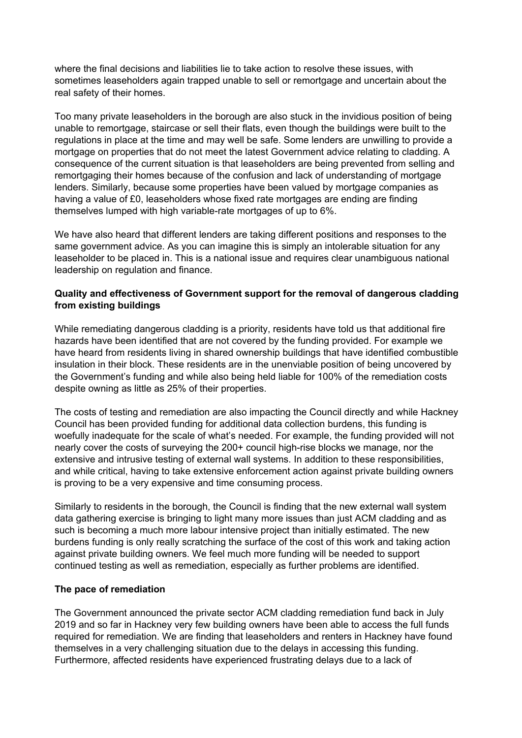where the final decisions and liabilities lie to take action to resolve these issues, with sometimes leaseholders again trapped unable to sell or remortgage and uncertain about the real safety of their homes.

Too many private leaseholders in the borough are also stuck in the invidious position of being unable to remortgage, staircase or sell their flats, even though the buildings were built to the regulations in place at the time and may well be safe. Some lenders are unwilling to provide a mortgage on properties that do not meet the latest Government advice relating to cladding. A consequence of the current situation is that leaseholders are being prevented from selling and remortgaging their homes because of the confusion and lack of understanding of mortgage lenders. Similarly, because some properties have been valued by mortgage companies as having a value of £0, leaseholders whose fixed rate mortgages are ending are finding themselves lumped with high variable-rate mortgages of up to 6%.

We have also heard that different lenders are taking different positions and responses to the same government advice. As you can imagine this is simply an intolerable situation for any leaseholder to be placed in. This is a national issue and requires clear unambiguous national leadership on regulation and finance.

**Quality and effectiveness of Government support for the removal of dangerous cladding from existing buildings**

While remediating dangerous cladding is a priority, residents have told us that additional fire hazards have been identified that are not covered by the funding provided. For example we have heard from residents living in shared ownership buildings that have identified combustible insulation in their block. These residents are in the unenviable position of being uncovered by the Government's funding and while also being held liable for 100% of the remediation costs despite owning as little as 25% of their properties.

The costs of testing and remediation are also impacting the Council directly and while Hackney Council has been provided funding for additional data collection burdens, this funding is woefully inadequate for the scale of what's needed. For example, the funding provided will not nearly cover the costs of surveying the 200+ council high-rise blocks we manage, nor the extensive and intrusive testing of external wall systems. In addition to these responsibilities, and while critical, having to take extensive enforcement action against private building owners is proving to be a very expensive and time consuming process.

Similarly to residents in the borough, the Council is finding that the new external wall system data gathering exercise is bringing to light many more issues than just ACM cladding and as such is becoming a much more labour intensive project than initially estimated. The new burdens funding is only really scratching the surface of the cost of this work and taking action against private building owners. We feel much more funding will be needed to support continued testing as well as remediation, especially as further problems are identified.

**The pace of remediation**

The Government announced the private sector ACM cladding remediation fund back in July 2019 and so far in Hackney very few building owners have been able to access the full funds required for remediation. We are finding that leaseholders and renters in Hackney have found themselves in a very challenging situation due to the delays in accessing this funding. Furthermore, affected residents have experienced frustrating delays due to a lack of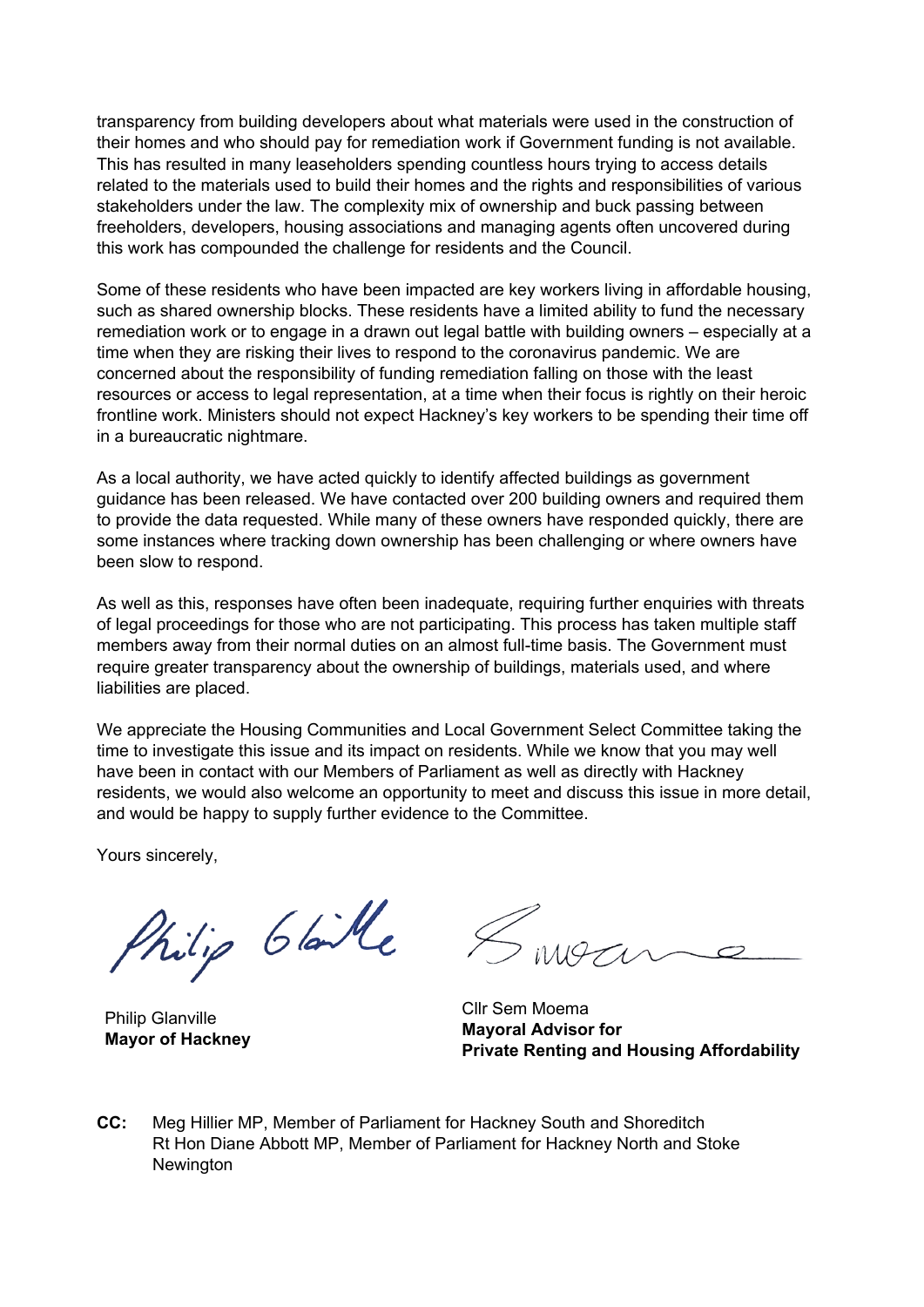transparency from building developers about what materials were used in the construction of their homes and who should pay for remediation work if Government funding is not available. This has resulted in many leaseholders spending countless hours trying to access details related to the materials used to build their homes and the rights and responsibilities of various stakeholders under the law. The complexity mix of ownership and buck passing between freeholders, developers, housing associations and managing agents often uncovered during this work has compounded the challenge for residents and the Council.

Some of these residents who have been impacted are key workers living in affordable housing, such as shared ownership blocks. These residents have a limited ability to fund the necessary remediation work or to engage in a drawn out legal battle with building owners – especially at a time when they are risking their lives to respond to the coronavirus pandemic. We are concerned about the responsibility of funding remediation falling on those with the least resources or access to legal representation, at a time when their focus is rightly on their heroic frontline work. Ministers should not expect Hackney's key workers to be spending their time off in a bureaucratic nightmare.

As a local authority, we have acted quickly to identify affected buildings as government guidance has been released. We have contacted over 200 building owners and required them to provide the data requested. While many of these owners have responded quickly, there are some instances where tracking down ownership has been challenging or where owners have been slow to respond.

As well as this, responses have often been inadequate, requiring further enquiries with threats of legal proceedings for those who are not participating. This process has taken multiple staff members away from their normal duties on an almost full-time basis. The Government must require greater transparency about the ownership of buildings, materials used, and where liabilities are placed.

We appreciate the Housing Communities and Local Government Select Committee taking the time to investigate this issue and its impact on residents. While we know that you may well have been in contact with our Members of Parliament as well as directly with Hackney residents, we would also welcome an opportunity to meet and discuss this issue in more detail, and would be happy to supply further evidence to the Committee.

Yours sincerely,

Philip Glanville
**Mayor of Hackney**

Cllr Sem Moema
**Mayoral Advisor for**
**Private Renting and Housing Affordability**

**CC:** Meg Hillier MP, Member of Parliament for Hackney South and Shoreditch
Rt Hon Diane Abbott MP, Member of Parliament for Hackney North and Stoke Newington